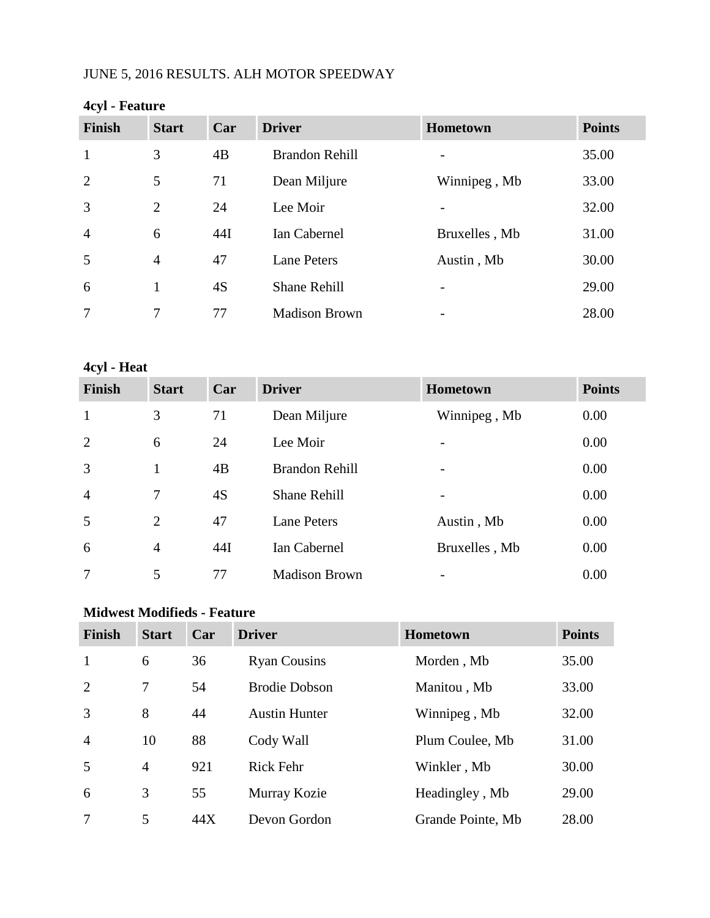JUNE 5, 2016 RESULTS. ALH MOTOR SPEEDWAY

**4cyl - Feature**

| Finish | Start | Car | Driver | Hometown | Points |
|---|---|---|---|---|---|
| 1 | 3 | 4B | Brandon Rehill | - | 35.00 |
| 2 | 5 | 71 | Dean Miljure | Winnipeg , Mb | 33.00 |
| 3 | 2 | 24 | Lee Moir | - | 32.00 |
| 4 | 6 | 44I | Ian Cabernel | Bruxelles , Mb | 31.00 |
| 5 | 4 | 47 | Lane Peters | Austin , Mb | 30.00 |
| 6 | 1 | 4S | Shane Rehill | - | 29.00 |
| 7 | 7 | 77 | Madison Brown | - | 28.00 |

**4cyl - Heat**

| Finish | Start | Car | Driver | Hometown | Points |
|---|---|---|---|---|---|
| 1 | 3 | 71 | Dean Miljure | Winnipeg , Mb | 0.00 |
| 2 | 6 | 24 | Lee Moir | - | 0.00 |
| 3 | 1 | 4B | Brandon Rehill | - | 0.00 |
| 4 | 7 | 4S | Shane Rehill | - | 0.00 |
| 5 | 2 | 47 | Lane Peters | Austin , Mb | 0.00 |
| 6 | 4 | 44I | Ian Cabernel | Bruxelles , Mb | 0.00 |
| 7 | 5 | 77 | Madison Brown | - | 0.00 |

**Midwest Modifieds - Feature**

| Finish | Start | Car | Driver | Hometown | Points |
|---|---|---|---|---|---|
| 1 | 6 | 36 | Ryan Cousins | Morden , Mb | 35.00 |
| 2 | 7 | 54 | Brodie Dobson | Manitou , Mb | 33.00 |
| 3 | 8 | 44 | Austin Hunter | Winnipeg , Mb | 32.00 |
| 4 | 10 | 88 | Cody Wall | Plum Coulee, Mb | 31.00 |
| 5 | 4 | 921 | Rick Fehr | Winkler , Mb | 30.00 |
| 6 | 3 | 55 | Murray Kozie | Headingley , Mb | 29.00 |
| 7 | 5 | 44X | Devon Gordon | Grande Pointe, Mb | 28.00 |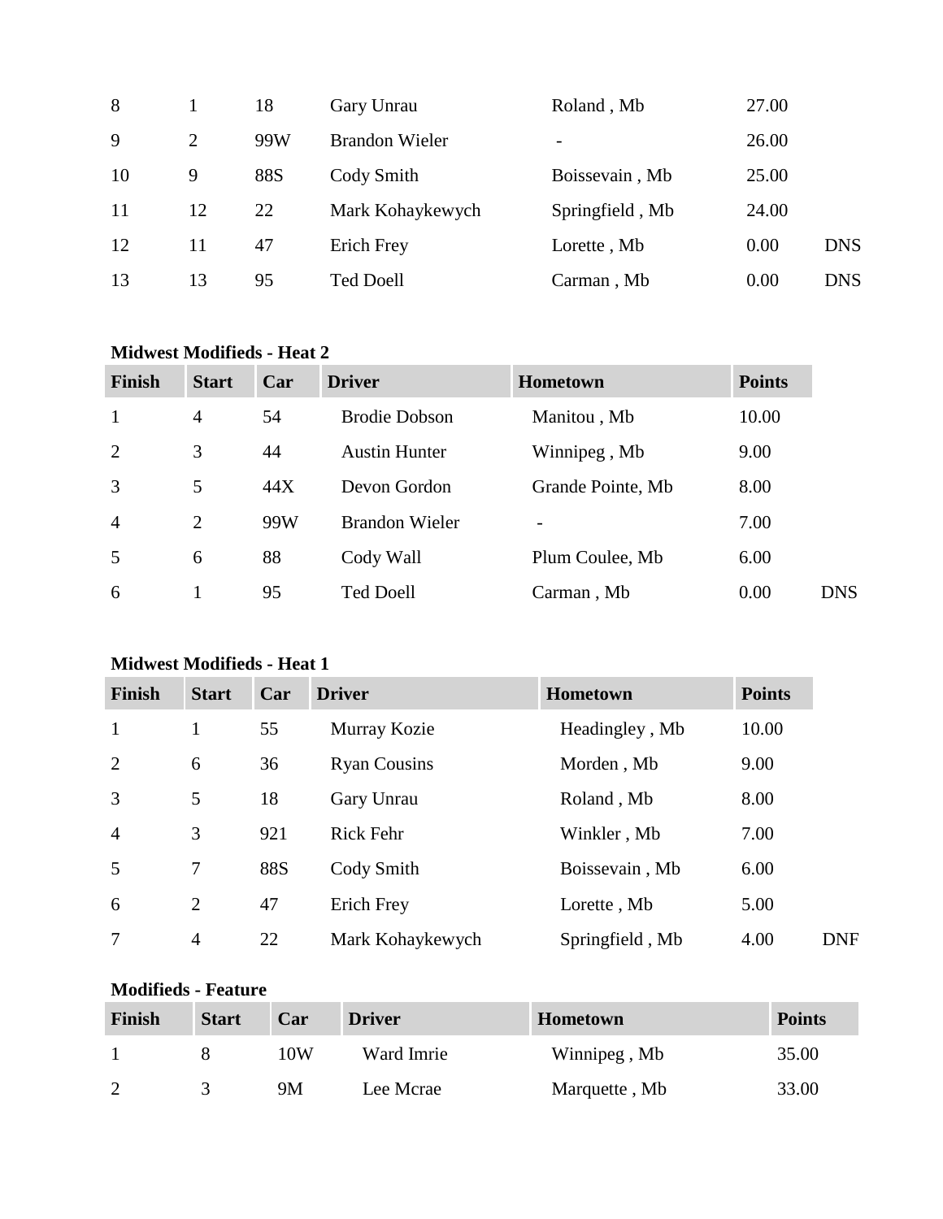| Finish | Start | Car | Driver | Hometown | Points | |
|---|---|---|---|---|---|---|
| 8 | 1 | 18 | Gary Unrau | Roland , Mb | 27.00 | |
| 9 | 2 | 99W | Brandon Wieler | - | 26.00 | |
| 10 | 9 | 88S | Cody Smith | Boissevain , Mb | 25.00 | |
| 11 | 12 | 22 | Mark Kohaykewych | Springfield , Mb | 24.00 | |
| 12 | 11 | 47 | Erich Frey | Lorette , Mb | 0.00 | DNS |
| 13 | 13 | 95 | Ted Doell | Carman , Mb | 0.00 | DNS |

**Midwest Modifieds - Heat 2**

| Finish | Start | Car | Driver | Hometown | Points | |
|---|---|---|---|---|---|---|
| 1 | 4 | 54 | Brodie Dobson | Manitou , Mb | 10.00 | |
| 2 | 3 | 44 | Austin Hunter | Winnipeg , Mb | 9.00 | |
| 3 | 5 | 44X | Devon Gordon | Grande Pointe, Mb | 8.00 | |
| 4 | 2 | 99W | Brandon Wieler | - | 7.00 | |
| 5 | 6 | 88 | Cody Wall | Plum Coulee, Mb | 6.00 | |
| 6 | 1 | 95 | Ted Doell | Carman , Mb | 0.00 | DNS |

**Midwest Modifieds - Heat 1**

| Finish | Start | Car | Driver | Hometown | Points | |
|---|---|---|---|---|---|---|
| 1 | 1 | 55 | Murray Kozie | Headingley , Mb | 10.00 | |
| 2 | 6 | 36 | Ryan Cousins | Morden , Mb | 9.00 | |
| 3 | 5 | 18 | Gary Unrau | Roland , Mb | 8.00 | |
| 4 | 3 | 921 | Rick Fehr | Winkler , Mb | 7.00 | |
| 5 | 7 | 88S | Cody Smith | Boissevain , Mb | 6.00 | |
| 6 | 2 | 47 | Erich Frey | Lorette , Mb | 5.00 | |
| 7 | 4 | 22 | Mark Kohaykewych | Springfield , Mb | 4.00 | DNF |

**Modifieds - Feature**

| Finish | Start | Car | Driver | Hometown | Points |
|---|---|---|---|---|---|
| 1 | 8 | 10W | Ward Imrie | Winnipeg , Mb | 35.00 |
| 2 | 3 | 9M | Lee Mcrae | Marquette , Mb | 33.00 |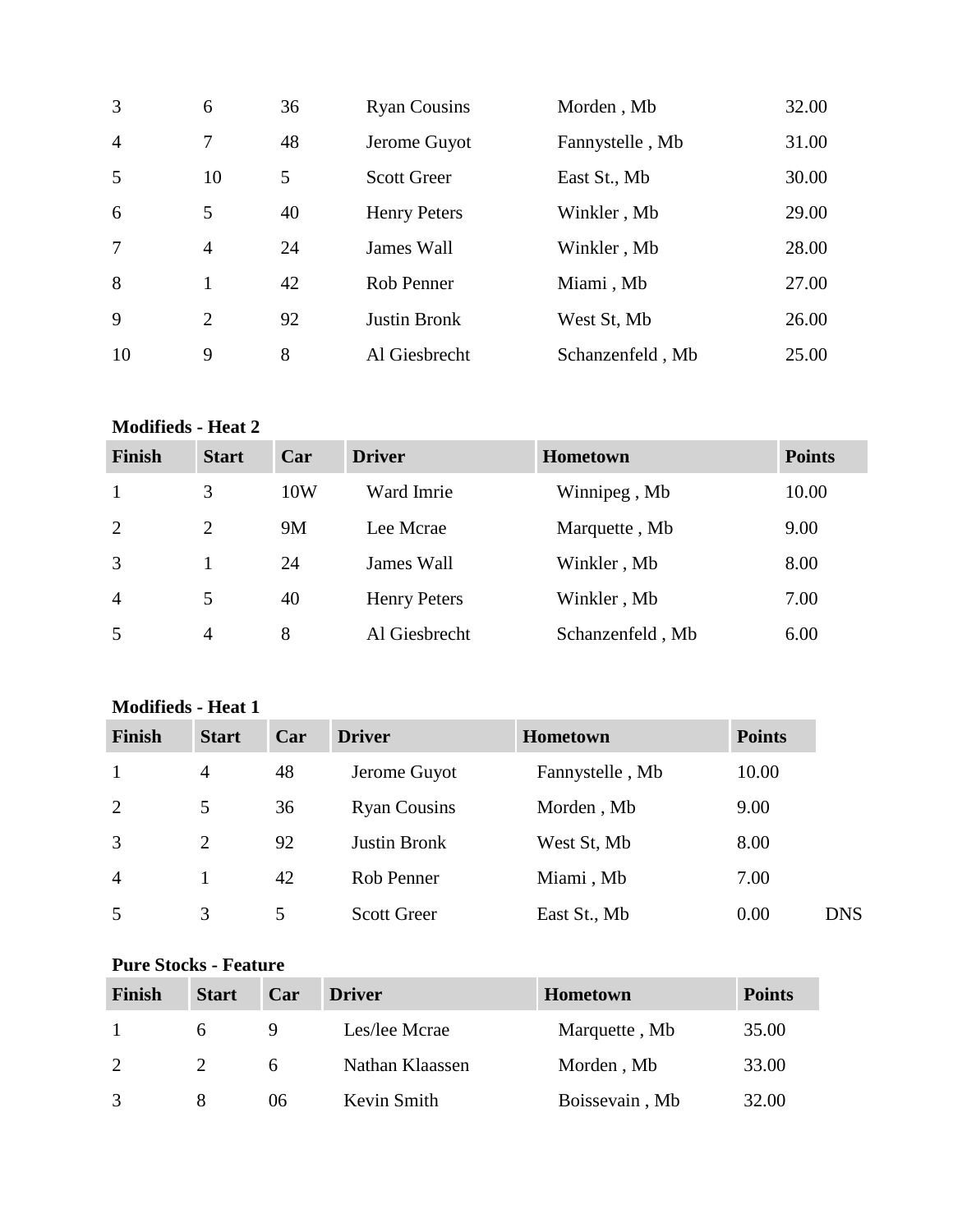| Finish | Start | Car | Driver | Hometown | Points |
|---|---|---|---|---|---|
| 3 | 6 | 36 | Ryan Cousins | Morden , Mb | 32.00 |
| 4 | 7 | 48 | Jerome Guyot | Fannystelle , Mb | 31.00 |
| 5 | 10 | 5 | Scott Greer | East St., Mb | 30.00 |
| 6 | 5 | 40 | Henry Peters | Winkler , Mb | 29.00 |
| 7 | 4 | 24 | James Wall | Winkler , Mb | 28.00 |
| 8 | 1 | 42 | Rob Penner | Miami , Mb | 27.00 |
| 9 | 2 | 92 | Justin Bronk | West St, Mb | 26.00 |
| 10 | 9 | 8 | Al Giesbrecht | Schanzenfeld , Mb | 25.00 |

**Modifieds - Heat 2**

| Finish | Start | Car | Driver | Hometown | Points |
|---|---|---|---|---|---|
| 1 | 3 | 10W | Ward Imrie | Winnipeg , Mb | 10.00 |
| 2 | 2 | 9M | Lee Mcrae | Marquette , Mb | 9.00 |
| 3 | 1 | 24 | James Wall | Winkler , Mb | 8.00 |
| 4 | 5 | 40 | Henry Peters | Winkler , Mb | 7.00 |
| 5 | 4 | 8 | Al Giesbrecht | Schanzenfeld , Mb | 6.00 |

**Modifieds - Heat 1**

| Finish | Start | Car | Driver | Hometown | Points | |
|---|---|---|---|---|---|---|
| 1 | 4 | 48 | Jerome Guyot | Fannystelle , Mb | 10.00 | |
| 2 | 5 | 36 | Ryan Cousins | Morden , Mb | 9.00 | |
| 3 | 2 | 92 | Justin Bronk | West St, Mb | 8.00 | |
| 4 | 1 | 42 | Rob Penner | Miami , Mb | 7.00 | |
| 5 | 3 | 5 | Scott Greer | East St., Mb | 0.00 | DNS |

**Pure Stocks - Feature**

| Finish | Start | Car | Driver | Hometown | Points |
|---|---|---|---|---|---|
| 1 | 6 | 9 | Les/lee Mcrae | Marquette , Mb | 35.00 |
| 2 | 2 | 6 | Nathan Klaassen | Morden , Mb | 33.00 |
| 3 | 8 | 06 | Kevin Smith | Boissevain , Mb | 32.00 |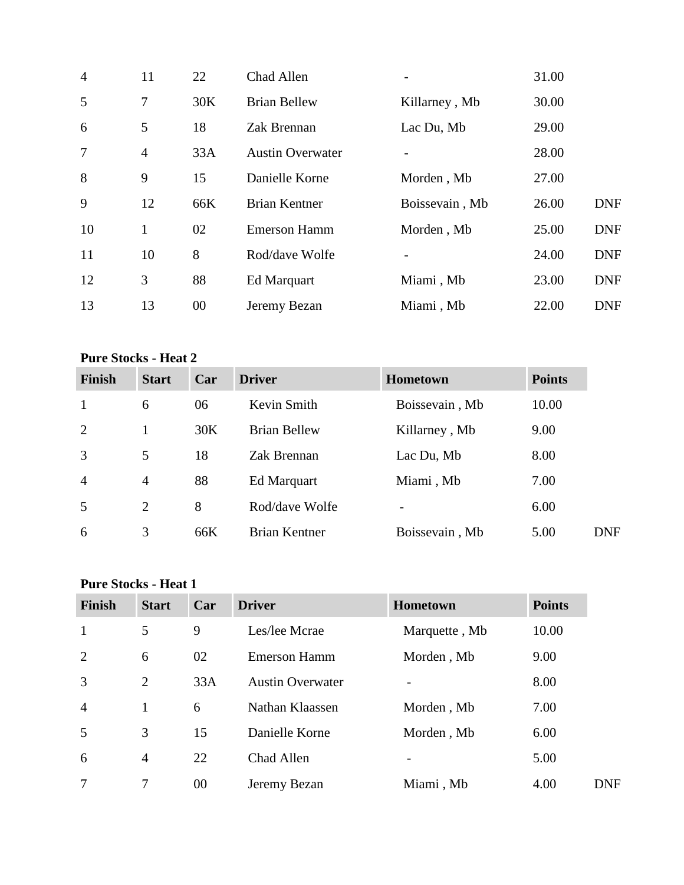| | | | | | | |
|---|---|---|---|---|---|---|
| 4 | 11 | 22 | Chad Allen | - | 31.00 | |
| 5 | 7 | 30K | Brian Bellew | Killarney , Mb | 30.00 | |
| 6 | 5 | 18 | Zak Brennan | Lac Du, Mb | 29.00 | |
| 7 | 4 | 33A | Austin Overwater | - | 28.00 | |
| 8 | 9 | 15 | Danielle Korne | Morden , Mb | 27.00 | |
| 9 | 12 | 66K | Brian Kentner | Boissevain , Mb | 26.00 | DNF |
| 10 | 1 | 02 | Emerson Hamm | Morden , Mb | 25.00 | DNF |
| 11 | 10 | 8 | Rod/dave Wolfe | - | 24.00 | DNF |
| 12 | 3 | 88 | Ed Marquart | Miami , Mb | 23.00 | DNF |
| 13 | 13 | 00 | Jeremy Bezan | Miami , Mb | 22.00 | DNF |

**Pure Stocks - Heat 2**

| Finish | Start | Car | Driver | Hometown | Points | |
|---|---|---|---|---|---|---|
| 1 | 6 | 06 | Kevin Smith | Boissevain , Mb | 10.00 | |
| 2 | 1 | 30K | Brian Bellew | Killarney , Mb | 9.00 | |
| 3 | 5 | 18 | Zak Brennan | Lac Du, Mb | 8.00 | |
| 4 | 4 | 88 | Ed Marquart | Miami , Mb | 7.00 | |
| 5 | 2 | 8 | Rod/dave Wolfe | - | 6.00 | |
| 6 | 3 | 66K | Brian Kentner | Boissevain , Mb | 5.00 | DNF |

**Pure Stocks - Heat 1**

| Finish | Start | Car | Driver | Hometown | Points | |
|---|---|---|---|---|---|---|
| 1 | 5 | 9 | Les/lee Mcrae | Marquette , Mb | 10.00 | |
| 2 | 6 | 02 | Emerson Hamm | Morden , Mb | 9.00 | |
| 3 | 2 | 33A | Austin Overwater | - | 8.00 | |
| 4 | 1 | 6 | Nathan Klaassen | Morden , Mb | 7.00 | |
| 5 | 3 | 15 | Danielle Korne | Morden , Mb | 6.00 | |
| 6 | 4 | 22 | Chad Allen | - | 5.00 | |
| 7 | 7 | 00 | Jeremy Bezan | Miami , Mb | 4.00 | DNF |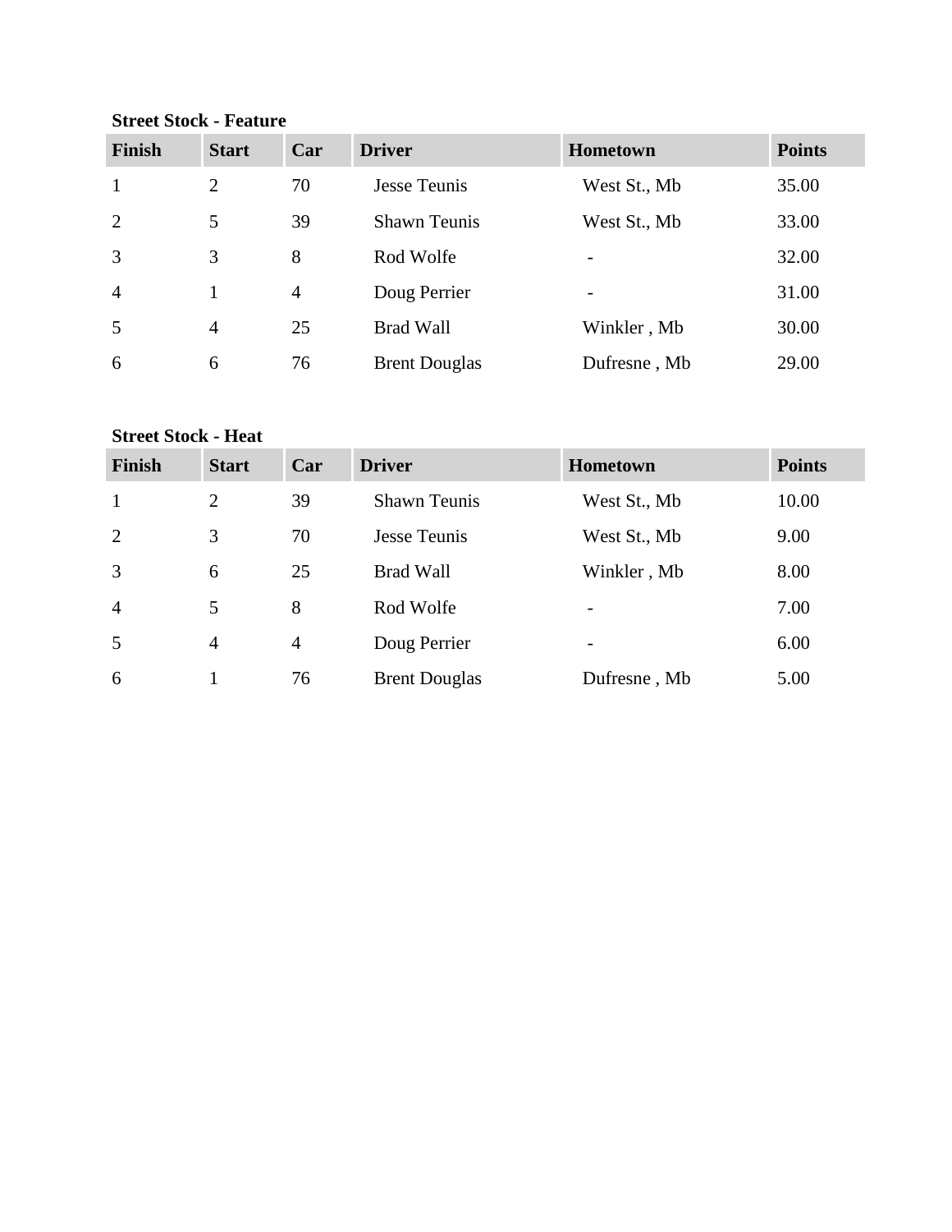**Street Stock - Feature**

| Finish | Start | Car | Driver | Hometown | Points |
|---|---|---|---|---|---|
| 1 | 2 | 70 | Jesse Teunis | West St., Mb | 35.00 |
| 2 | 5 | 39 | Shawn Teunis | West St., Mb | 33.00 |
| 3 | 3 | 8 | Rod Wolfe | - | 32.00 |
| 4 | 1 | 4 | Doug Perrier | - | 31.00 |
| 5 | 4 | 25 | Brad Wall | Winkler , Mb | 30.00 |
| 6 | 6 | 76 | Brent Douglas | Dufresne , Mb | 29.00 |

**Street Stock - Heat**

| Finish | Start | Car | Driver | Hometown | Points |
|---|---|---|---|---|---|
| 1 | 2 | 39 | Shawn Teunis | West St., Mb | 10.00 |
| 2 | 3 | 70 | Jesse Teunis | West St., Mb | 9.00 |
| 3 | 6 | 25 | Brad Wall | Winkler , Mb | 8.00 |
| 4 | 5 | 8 | Rod Wolfe | - | 7.00 |
| 5 | 4 | 4 | Doug Perrier | - | 6.00 |
| 6 | 1 | 76 | Brent Douglas | Dufresne , Mb | 5.00 |